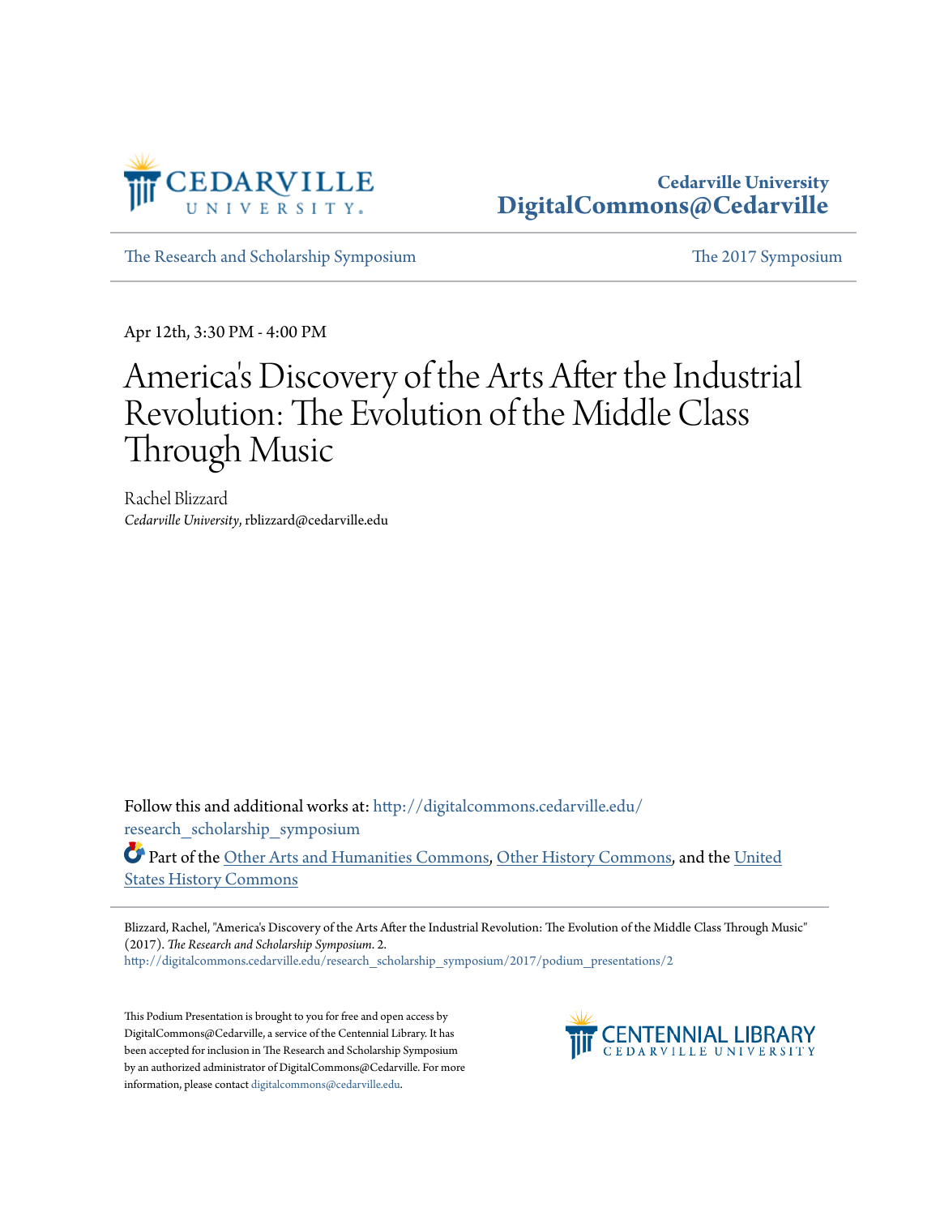Cedarville University
DigitalCommons@Cedarville

The Research and Scholarship Symposium | The 2017 Symposium

Apr 12th, 3:30 PM - 4:00 PM

# America's Discovery of the Arts After the Industrial Revolution: The Evolution of the Middle Class Through Music

Rachel Blizzard
*Cedarville University*, rblizzard@cedarville.edu

Follow this and additional works at: http://digitalcommons.cedarville.edu/research_scholarship_symposium

Part of the Other Arts and Humanities Commons, Other History Commons, and the United States History Commons

Blizzard, Rachel, "America's Discovery of the Arts After the Industrial Revolution: The Evolution of the Middle Class Through Music" (2017). *The Research and Scholarship Symposium*. 2.
http://digitalcommons.cedarville.edu/research_scholarship_symposium/2017/podium_presentations/2

This Podium Presentation is brought to you for free and open access by DigitalCommons@Cedarville, a service of the Centennial Library. It has been accepted for inclusion in The Research and Scholarship Symposium by an authorized administrator of DigitalCommons@Cedarville. For more information, please contact digitalcommons@cedarville.edu.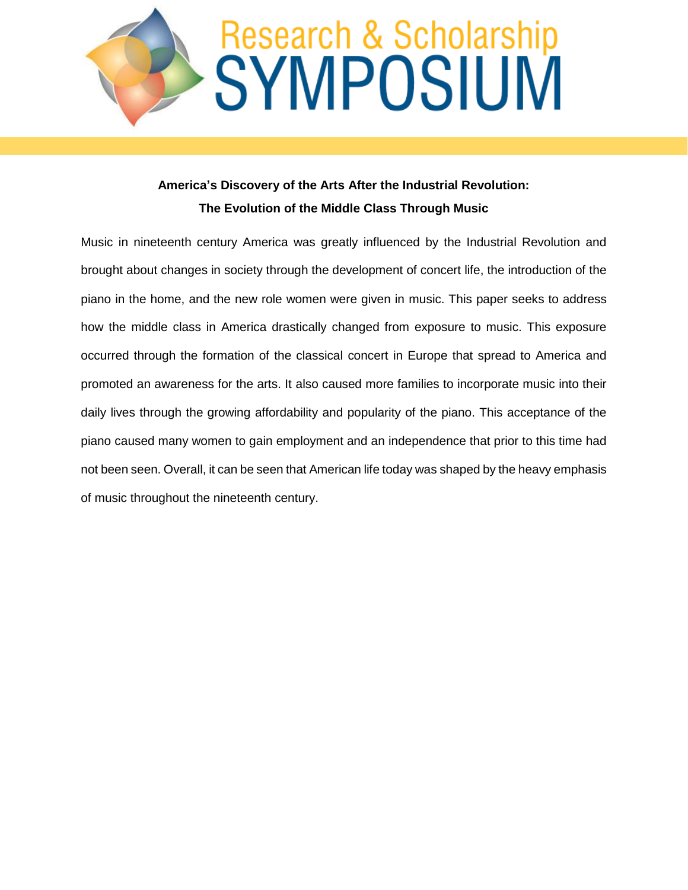**America's Discovery of the Arts After the Industrial Revolution:**
**The Evolution of the Middle Class Through Music**

Music in nineteenth century America was greatly influenced by the Industrial Revolution and brought about changes in society through the development of concert life, the introduction of the piano in the home, and the new role women were given in music. This paper seeks to address how the middle class in America drastically changed from exposure to music. This exposure occurred through the formation of the classical concert in Europe that spread to America and promoted an awareness for the arts. It also caused more families to incorporate music into their daily lives through the growing affordability and popularity of the piano. This acceptance of the piano caused many women to gain employment and an independence that prior to this time had not been seen. Overall, it can be seen that American life today was shaped by the heavy emphasis of music throughout the nineteenth century.